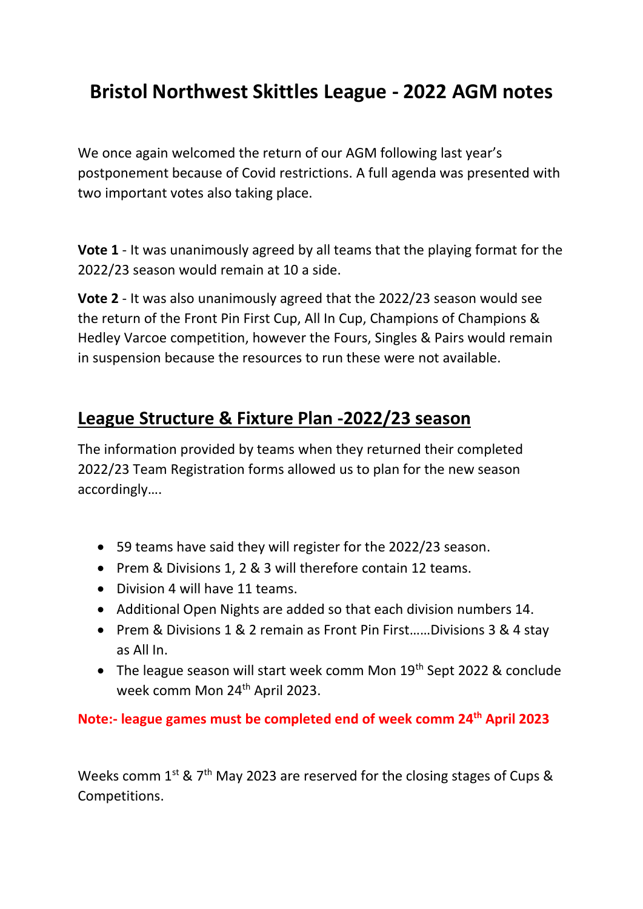# Bristol Northwest Skittles League - 2022 AGM notes

We once again welcomed the return of our AGM following last year's postponement because of Covid restrictions. A full agenda was presented with two important votes also taking place.

**Vote 1** - It was unanimously agreed by all teams that the playing format for the 2022/23 season would remain at 10 a side.

**Vote 2** - It was also unanimously agreed that the 2022/23 season would see the return of the Front Pin First Cup, All In Cup, Champions of Champions & Hedley Varcoe competition, however the Fours, Singles & Pairs would remain in suspension because the resources to run these were not available.

## League Structure & Fixture Plan -2022/23 season

The information provided by teams when they returned their completed 2022/23 Team Registration forms allowed us to plan for the new season accordingly….

- 59 teams have said they will register for the 2022/23 season.
- Prem & Divisions 1, 2 & 3 will therefore contain 12 teams.
- Division 4 will have 11 teams.
- Additional Open Nights are added so that each division numbers 14.
- Prem & Divisions 1 & 2 remain as Front Pin First……Divisions 3 & 4 stay as All In.
- The league season will start week comm Mon 19th Sept 2022 & conclude week comm Mon 24th April 2023.

**Note:- league games must be completed end of week comm 24th April 2023**

Weeks comm 1st & 7th May 2023 are reserved for the closing stages of Cups & Competitions.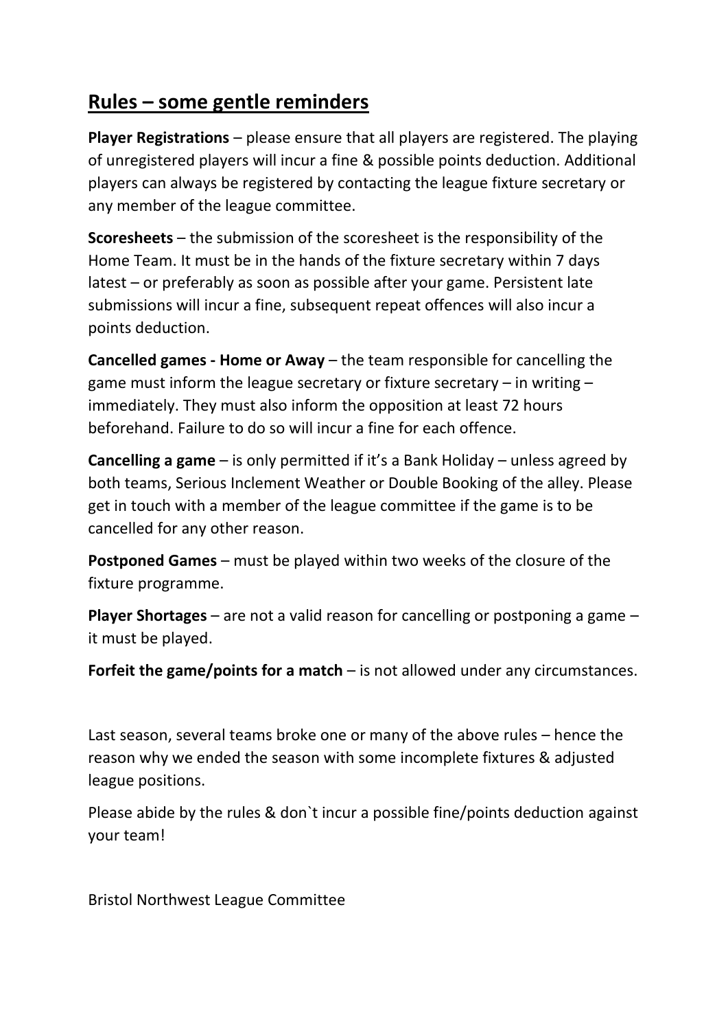## Rules – some gentle reminders

**Player Registrations** – please ensure that all players are registered. The playing of unregistered players will incur a fine & possible points deduction. Additional players can always be registered by contacting the league fixture secretary or any member of the league committee.

**Scoresheets** – the submission of the scoresheet is the responsibility of the Home Team. It must be in the hands of the fixture secretary within 7 days latest – or preferably as soon as possible after your game. Persistent late submissions will incur a fine, subsequent repeat offences will also incur a points deduction.

**Cancelled games - Home or Away** – the team responsible for cancelling the game must inform the league secretary or fixture secretary – in writing – immediately. They must also inform the opposition at least 72 hours beforehand. Failure to do so will incur a fine for each offence.

**Cancelling a game** – is only permitted if it's a Bank Holiday – unless agreed by both teams, Serious Inclement Weather or Double Booking of the alley. Please get in touch with a member of the league committee if the game is to be cancelled for any other reason.

**Postponed Games** – must be played within two weeks of the closure of the fixture programme.

**Player Shortages** – are not a valid reason for cancelling or postponing a game – it must be played.

**Forfeit the game/points for a match** – is not allowed under any circumstances.

Last season, several teams broke one or many of the above rules – hence the reason why we ended the season with some incomplete fixtures & adjusted league positions.

Please abide by the rules & don`t incur a possible fine/points deduction against your team!

Bristol Northwest League Committee